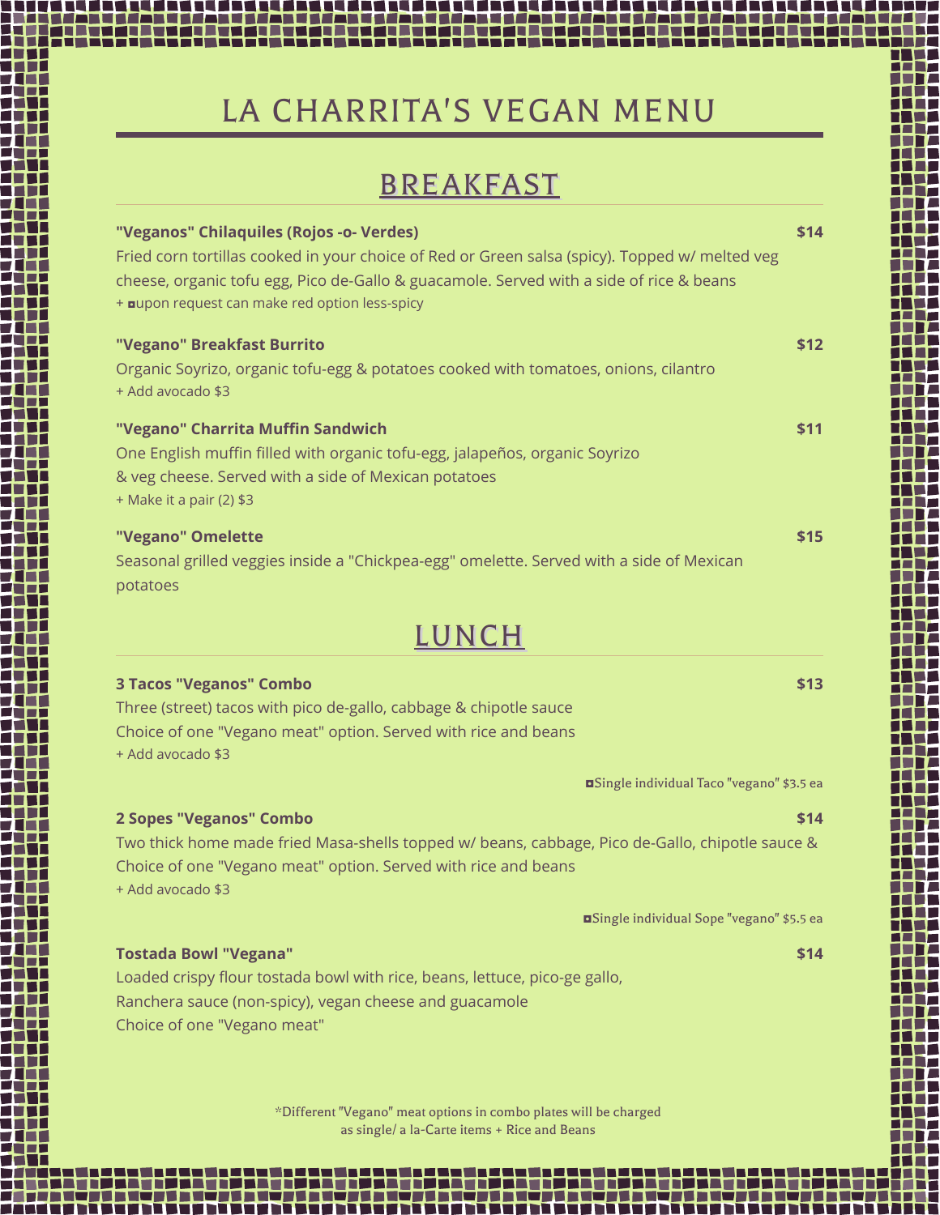# LA CHARRITA'S VEGAN MENU

## BREAKFAST

**"Veganos" Chilaquiles (Rojos -o- Verdes)** **$14**

Fried corn tortillas cooked in your choice of Red or Green salsa (spicy). Topped w/ melted veg cheese, organic tofu egg, Pico de-Gallo & guacamole. Served with a side of rice & beans

+ ◘upon request can make red option less-spicy

**"Vegano" Breakfast Burrito** **$12**

Organic Soyrizo, organic tofu-egg & potatoes cooked with tomatoes, onions, cilantro

+ Add avocado $3

**"Vegano" Charrita Muffin Sandwich** **$11**

One English muffin filled with organic tofu-egg, jalapeños, organic Soyrizo & veg cheese. Served with a side of Mexican potatoes

+ Make it a pair (2) $3

**"Vegano" Omelette** **$15**

Seasonal grilled veggies inside a "Chickpea-egg" omelette. Served with a side of Mexican potatoes

## LUNCH

**3 Tacos "Veganos" Combo** **$13**

Three (street) tacos with pico de-gallo, cabbage & chipotle sauce
Choice of one "Vegano meat" option. Served with rice and beans

+ Add avocado $3

◘Single individual Taco "vegano" $3.5 ea

**2 Sopes "Veganos" Combo** **$14**

Two thick home made fried Masa-shells topped w/ beans, cabbage, Pico de-Gallo, chipotle sauce & Choice of one "Vegano meat" option. Served with rice and beans

+ Add avocado $3

◘Single individual Sope "vegano" $5.5 ea

**Tostada Bowl "Vegana"** **$14**

Loaded crispy flour tostada bowl with rice, beans, lettuce, pico-ge gallo, Ranchera sauce (non-spicy), vegan cheese and guacamole
Choice of one "Vegano meat"

*Different "Vegano" meat options in combo plates will be charged as single/ a la-Carte items + Rice and Beans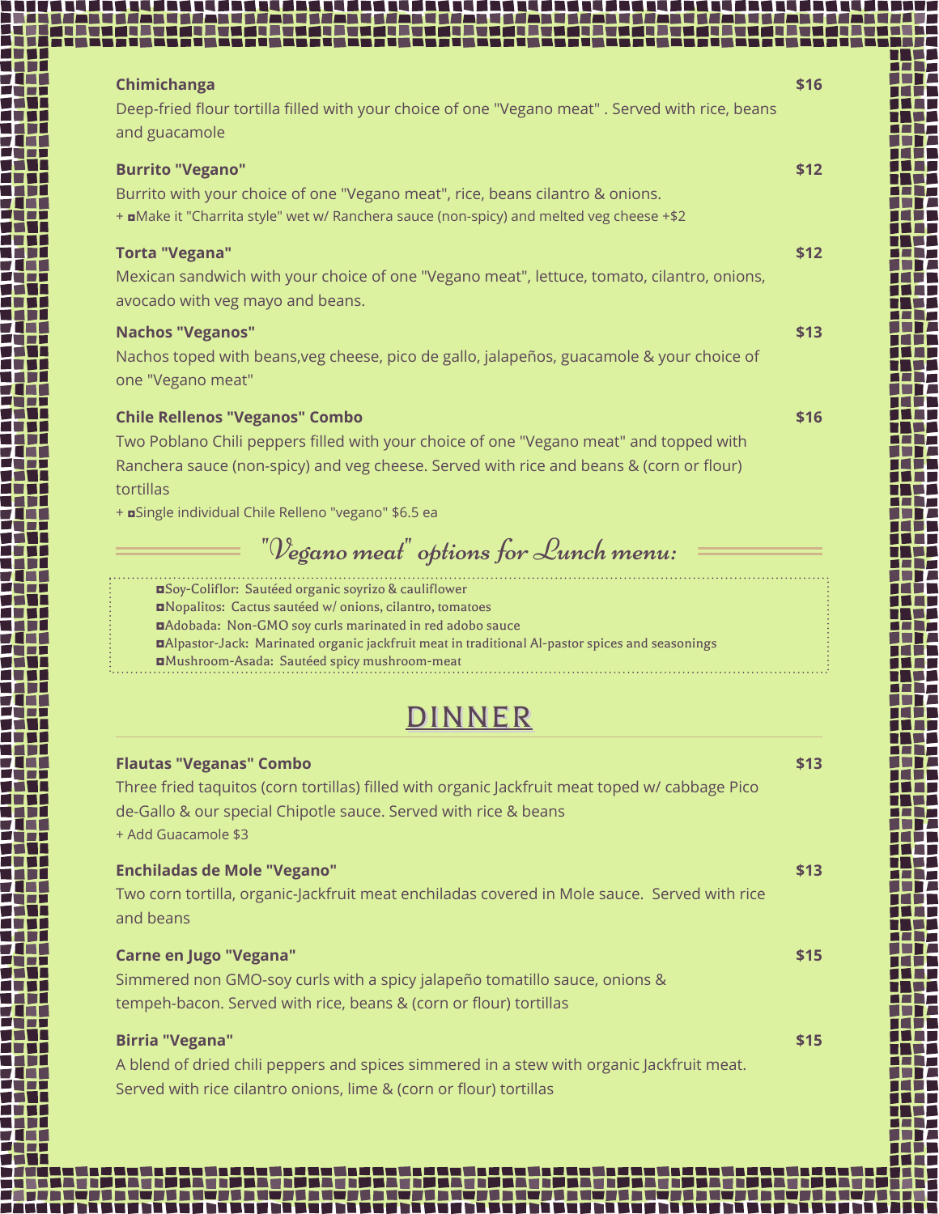**Chimichanga** **$16**

Deep-fried flour tortilla filled with your choice of one "Vegano meat" . Served with rice, beans and guacamole

**Burrito "Vegano"** **$12**

Burrito with your choice of one "Vegano meat", rice, beans cilantro & onions.

+ ◘Make it "Charrita style" wet w/ Ranchera sauce (non-spicy) and melted veg cheese +$2

**Torta "Vegana"** **$12**

Mexican sandwich with your choice of one "Vegano meat", lettuce, tomato, cilantro, onions, avocado with veg mayo and beans.

**Nachos "Veganos"** **$13**

Nachos toped with beans,veg cheese, pico de gallo, jalapeños, guacamole & your choice of one "Vegano meat"

**Chile Rellenos "Veganos" Combo** **$16**

Two Poblano Chili peppers filled with your choice of one "Vegano meat" and topped with Ranchera sauce (non-spicy) and veg cheese. Served with rice and beans & (corn or flour) tortillas

+ ◘Single individual Chile Relleno "vegano" $6.5 ea

### *"Vegano meat" options for Lunch menu:*

- ◘Soy-Coliflor: Sautéed organic soyrizo & cauliflower
- ◘Nopalitos: Cactus sautéed w/ onions, cilantro, tomatoes
- ◘Adobada: Non-GMO soy curls marinated in red adobo sauce
- ◘Alpastor-Jack: Marinated organic jackfruit meat in traditional Al-pastor spices and seasonings
- ◘Mushroom-Asada: Sautéed spicy mushroom-meat

## DINNER

**Flautas "Veganas" Combo** **$13**

Three fried taquitos (corn tortillas) filled with organic Jackfruit meat toped w/ cabbage Pico de-Gallo & our special Chipotle sauce. Served with rice & beans

+ Add Guacamole $3

**Enchiladas de Mole "Vegano"** **$13**

Two corn tortilla, organic-Jackfruit meat enchiladas covered in Mole sauce. Served with rice and beans

**Carne en Jugo "Vegana"** **$15**

Simmered non GMO-soy curls with a spicy jalapeño tomatillo sauce, onions & tempeh-bacon. Served with rice, beans & (corn or flour) tortillas

**Birria "Vegana"** **$15**

A blend of dried chili peppers and spices simmered in a stew with organic Jackfruit meat. Served with rice cilantro onions, lime & (corn or flour) tortillas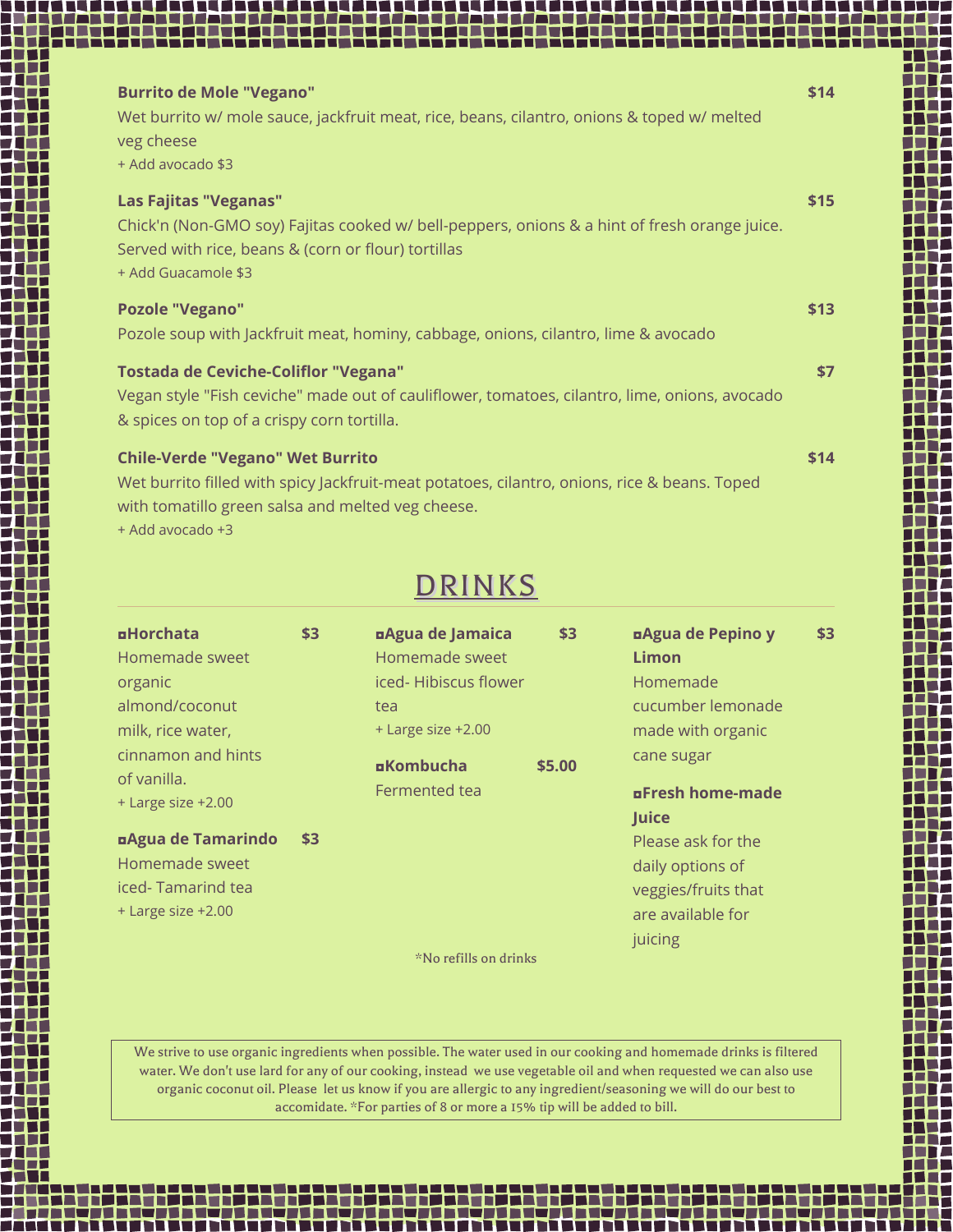**Burrito de Mole "Vegano"** **$14**

Wet burrito w/ mole sauce, jackfruit meat, rice, beans, cilantro, onions & toped w/ melted veg cheese

+ Add avocado $3

**Las Fajitas "Veganas"** **$15**

Chick'n (Non-GMO soy) Fajitas cooked w/ bell-peppers, onions & a hint of fresh orange juice. Served with rice, beans & (corn or flour) tortillas

+ Add Guacamole $3

**Pozole "Vegano"** **$13**

Pozole soup with Jackfruit meat, hominy, cabbage, onions, cilantro, lime & avocado

**Tostada de Ceviche-Coliflor "Vegana"** **$7**

Vegan style "Fish ceviche" made out of cauliflower, tomatoes, cilantro, lime, onions, avocado & spices on top of a crispy corn tortilla.

**Chile-Verde "Vegano" Wet Burrito** **$14**

Wet burrito filled with spicy Jackfruit-meat potatoes, cilantro, onions, rice & beans. Toped with tomatillo green salsa and melted veg cheese.

+ Add avocado +3

## DRINKS

**¤Horchata** **$3**

Homemade sweet organic almond/coconut milk, rice water, cinnamon and hints of vanilla.

+ Large size +2.00

**¤Agua de Tamarindo** **$3**

Homemade sweet iced- Tamarind tea

+ Large size +2.00

**¤Agua de Jamaica** **$3**

Homemade sweet iced- Hibiscus flower tea

+ Large size +2.00

**¤Kombucha** **$5.00**

Fermented tea

**¤Agua de Pepino y Limon** **$3**

Homemade cucumber lemonade made with organic cane sugar

**¤Fresh home-made Juice**

Please ask for the daily options of veggies/fruits that are available for juicing

*No refills on drinks

We strive to use organic ingredients when possible. The water used in our cooking and homemade drinks is filtered water. We don't use lard for any of our cooking, instead we use vegetable oil and when requested we can also use organic coconut oil. Please let us know if you are allergic to any ingredient/seasoning we will do our best to accomidate. *For parties of 8 or more a 15% tip will be added to bill.